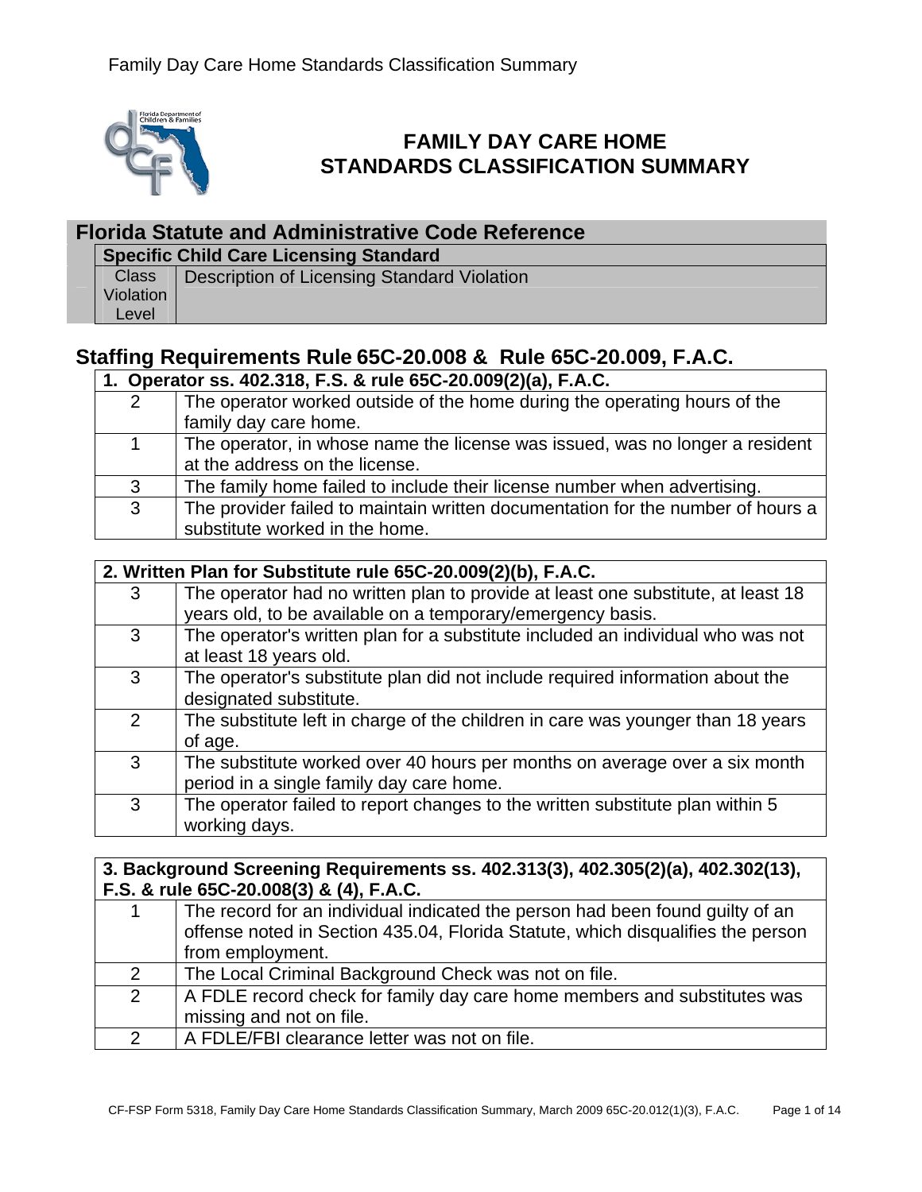# FAMILY DAY CARE HOME STANDARDS CLASSIFICATION SUMMARY

| Florida Statute and Administrative Code Reference | |
|---|---|
| **Specific Child Care Licensing Standard** | |
| Class Violation Level | Description of Licensing Standard Violation |

## Staffing Requirements Rule 65C-20.008 & Rule 65C-20.009, F.A.C.

| **1. Operator ss. 402.318, F.S. & rule 65C-20.009(2)(a), F.A.C.** | |
|---|---|
| 2 | The operator worked outside of the home during the operating hours of the family day care home. |
| 1 | The operator, in whose name the license was issued, was no longer a resident at the address on the license. |
| 3 | The family home failed to include their license number when advertising. |
| 3 | The provider failed to maintain written documentation for the number of hours a substitute worked in the home. |

| **2. Written Plan for Substitute rule 65C-20.009(2)(b), F.A.C.** | |
|---|---|
| 3 | The operator had no written plan to provide at least one substitute, at least 18 years old, to be available on a temporary/emergency basis. |
| 3 | The operator's written plan for a substitute included an individual who was not at least 18 years old. |
| 3 | The operator's substitute plan did not include required information about the designated substitute. |
| 2 | The substitute left in charge of the children in care was younger than 18 years of age. |
| 3 | The substitute worked over 40 hours per months on average over a six month period in a single family day care home. |
| 3 | The operator failed to report changes to the written substitute plan within 5 working days. |

| **3. Background Screening Requirements ss. 402.313(3), 402.305(2)(a), 402.302(13), F.S. & rule 65C-20.008(3) & (4), F.A.C.** | |
|---|---|
| 1 | The record for an individual indicated the person had been found guilty of an offense noted in Section 435.04, Florida Statute, which disqualifies the person from employment. |
| 2 | The Local Criminal Background Check was not on file. |
| 2 | A FDLE record check for family day care home members and substitutes was missing and not on file. |
| 2 | A FDLE/FBI clearance letter was not on file. |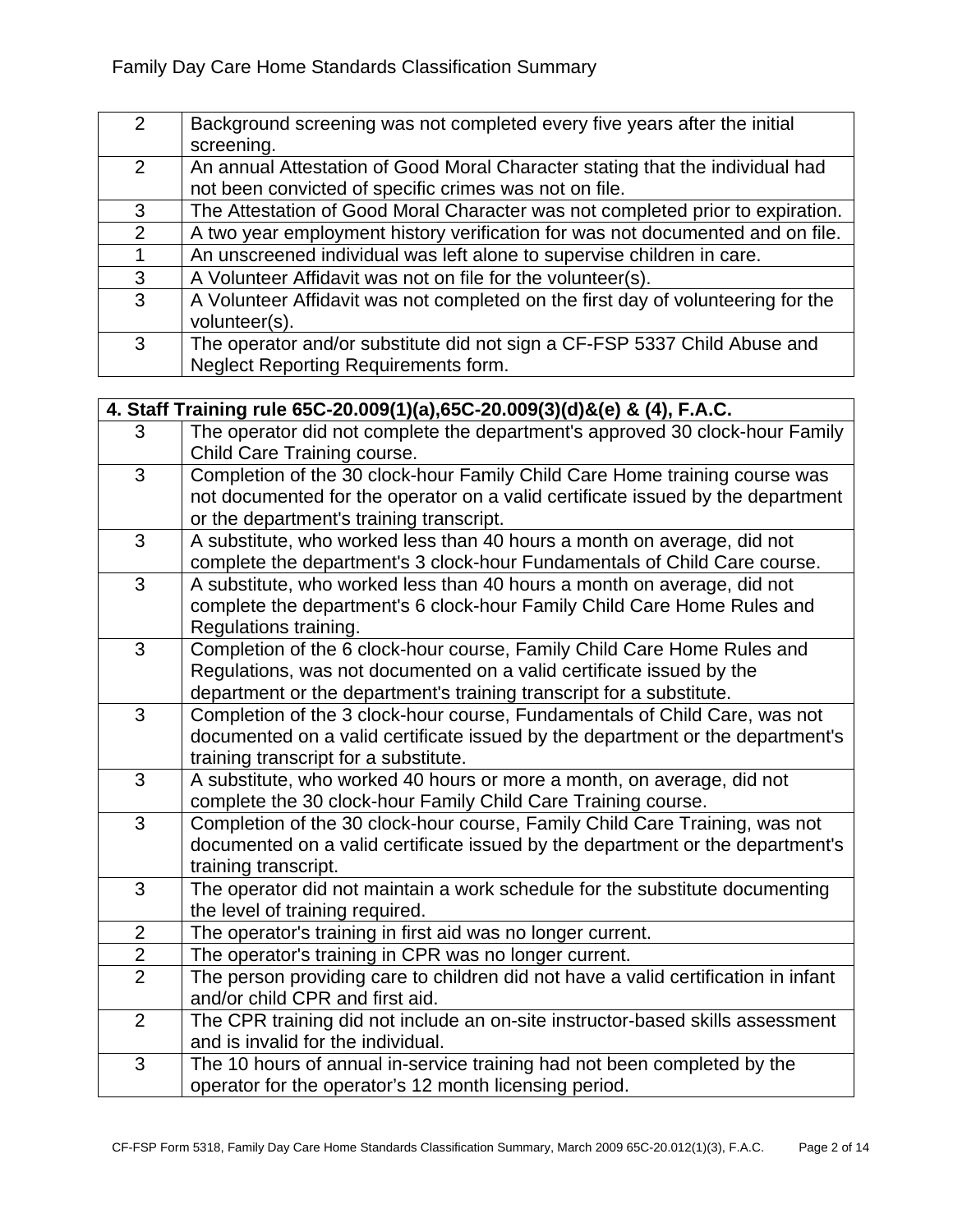| | |
|---|---|
| 2 | Background screening was not completed every five years after the initial screening. |
| 2 | An annual Attestation of Good Moral Character stating that the individual had not been convicted of specific crimes was not on file. |
| 3 | The Attestation of Good Moral Character was not completed prior to expiration. |
| 2 | A two year employment history verification for was not documented and on file. |
| 1 | An unscreened individual was left alone to supervise children in care. |
| 3 | A Volunteer Affidavit was not on file for the volunteer(s). |
| 3 | A Volunteer Affidavit was not completed on the first day of volunteering for the volunteer(s). |
| 3 | The operator and/or substitute did not sign a CF-FSP 5337 Child Abuse and Neglect Reporting Requirements form. |

| **4. Staff Training rule 65C-20.009(1)(a),65C-20.009(3)(d)&(e) & (4), F.A.C.** | |
|---|---|
| 3 | The operator did not complete the department's approved 30 clock-hour Family Child Care Training course. |
| 3 | Completion of the 30 clock-hour Family Child Care Home training course was not documented for the operator on a valid certificate issued by the department or the department's training transcript. |
| 3 | A substitute, who worked less than 40 hours a month on average, did not complete the department's 3 clock-hour Fundamentals of Child Care course. |
| 3 | A substitute, who worked less than 40 hours a month on average, did not complete the department's 6 clock-hour Family Child Care Home Rules and Regulations training. |
| 3 | Completion of the 6 clock-hour course, Family Child Care Home Rules and Regulations, was not documented on a valid certificate issued by the department or the department's training transcript for a substitute. |
| 3 | Completion of the 3 clock-hour course, Fundamentals of Child Care, was not documented on a valid certificate issued by the department or the department's training transcript for a substitute. |
| 3 | A substitute, who worked 40 hours or more a month, on average, did not complete the 30 clock-hour Family Child Care Training course. |
| 3 | Completion of the 30 clock-hour course, Family Child Care Training, was not documented on a valid certificate issued by the department or the department's training transcript. |
| 3 | The operator did not maintain a work schedule for the substitute documenting the level of training required. |
| 2 | The operator's training in first aid was no longer current. |
| 2 | The operator's training in CPR was no longer current. |
| 2 | The person providing care to children did not have a valid certification in infant and/or child CPR and first aid. |
| 2 | The CPR training did not include an on-site instructor-based skills assessment and is invalid for the individual. |
| 3 | The 10 hours of annual in-service training had not been completed by the operator for the operator's 12 month licensing period. |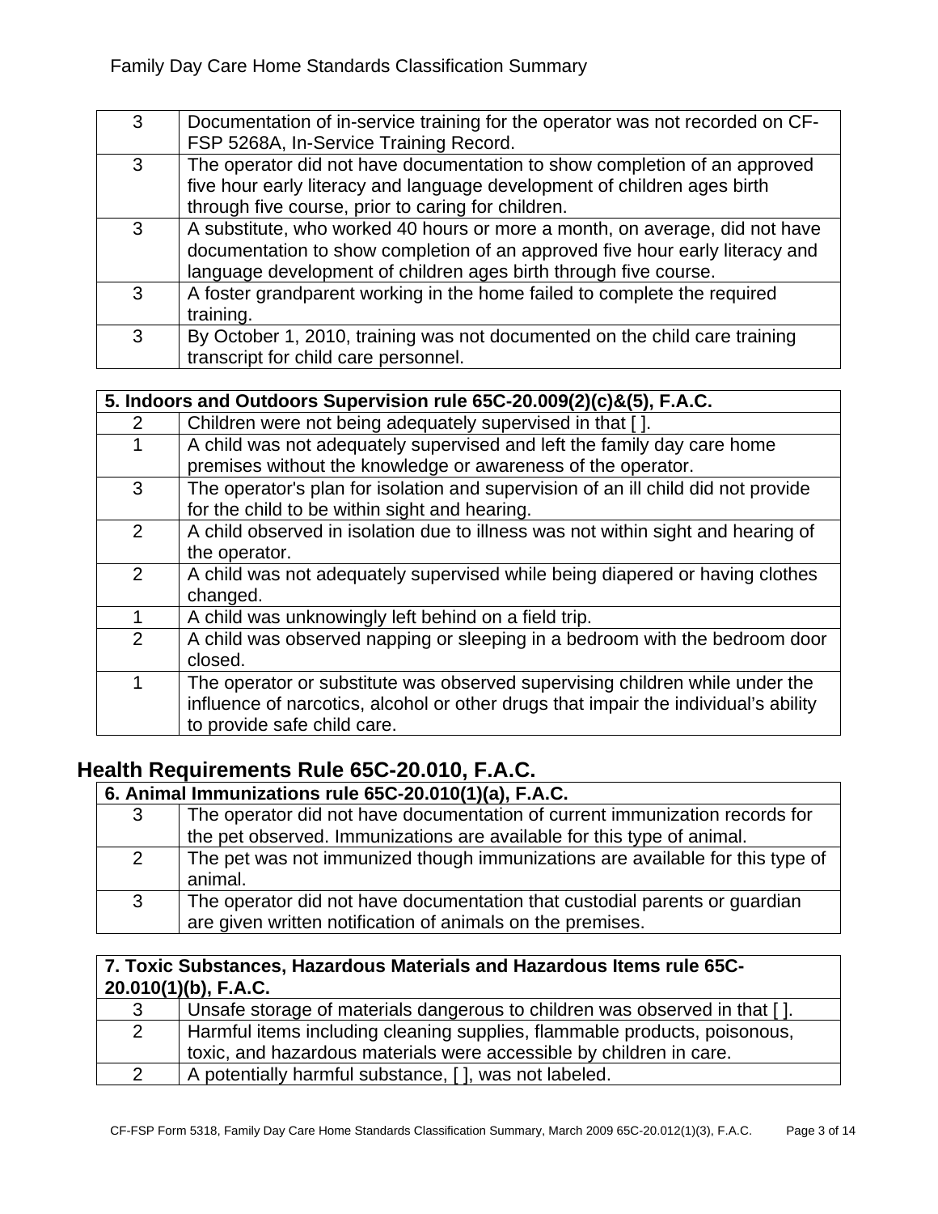| | |
|---|---|
| 3 | Documentation of in-service training for the operator was not recorded on CF-FSP 5268A, In-Service Training Record. |
| 3 | The operator did not have documentation to show completion of an approved five hour early literacy and language development of children ages birth through five course, prior to caring for children. |
| 3 | A substitute, who worked 40 hours or more a month, on average, did not have documentation to show completion of an approved five hour early literacy and language development of children ages birth through five course. |
| 3 | A foster grandparent working in the home failed to complete the required training. |
| 3 | By October 1, 2010, training was not documented on the child care training transcript for child care personnel. |

| **5. Indoors and Outdoors Supervision rule 65C-20.009(2)(c)&(5), F.A.C.** | |
|---|---|
| 2 | Children were not being adequately supervised in that [ ]. |
| 1 | A child was not adequately supervised and left the family day care home premises without the knowledge or awareness of the operator. |
| 3 | The operator's plan for isolation and supervision of an ill child did not provide for the child to be within sight and hearing. |
| 2 | A child observed in isolation due to illness was not within sight and hearing of the operator. |
| 2 | A child was not adequately supervised while being diapered or having clothes changed. |
| 1 | A child was unknowingly left behind on a field trip. |
| 2 | A child was observed napping or sleeping in a bedroom with the bedroom door closed. |
| 1 | The operator or substitute was observed supervising children while under the influence of narcotics, alcohol or other drugs that impair the individual's ability to provide safe child care. |

## Health Requirements Rule 65C-20.010, F.A.C.

| **6. Animal Immunizations rule 65C-20.010(1)(a), F.A.C.** | |
|---|---|
| 3 | The operator did not have documentation of current immunization records for the pet observed. Immunizations are available for this type of animal. |
| 2 | The pet was not immunized though immunizations are available for this type of animal. |
| 3 | The operator did not have documentation that custodial parents or guardian are given written notification of animals on the premises. |

| **7. Toxic Substances, Hazardous Materials and Hazardous Items rule 65C-20.010(1)(b), F.A.C.** | |
|---|---|
| 3 | Unsafe storage of materials dangerous to children was observed in that [ ]. |
| 2 | Harmful items including cleaning supplies, flammable products, poisonous, toxic, and hazardous materials were accessible by children in care. |
| 2 | A potentially harmful substance, [ ], was not labeled. |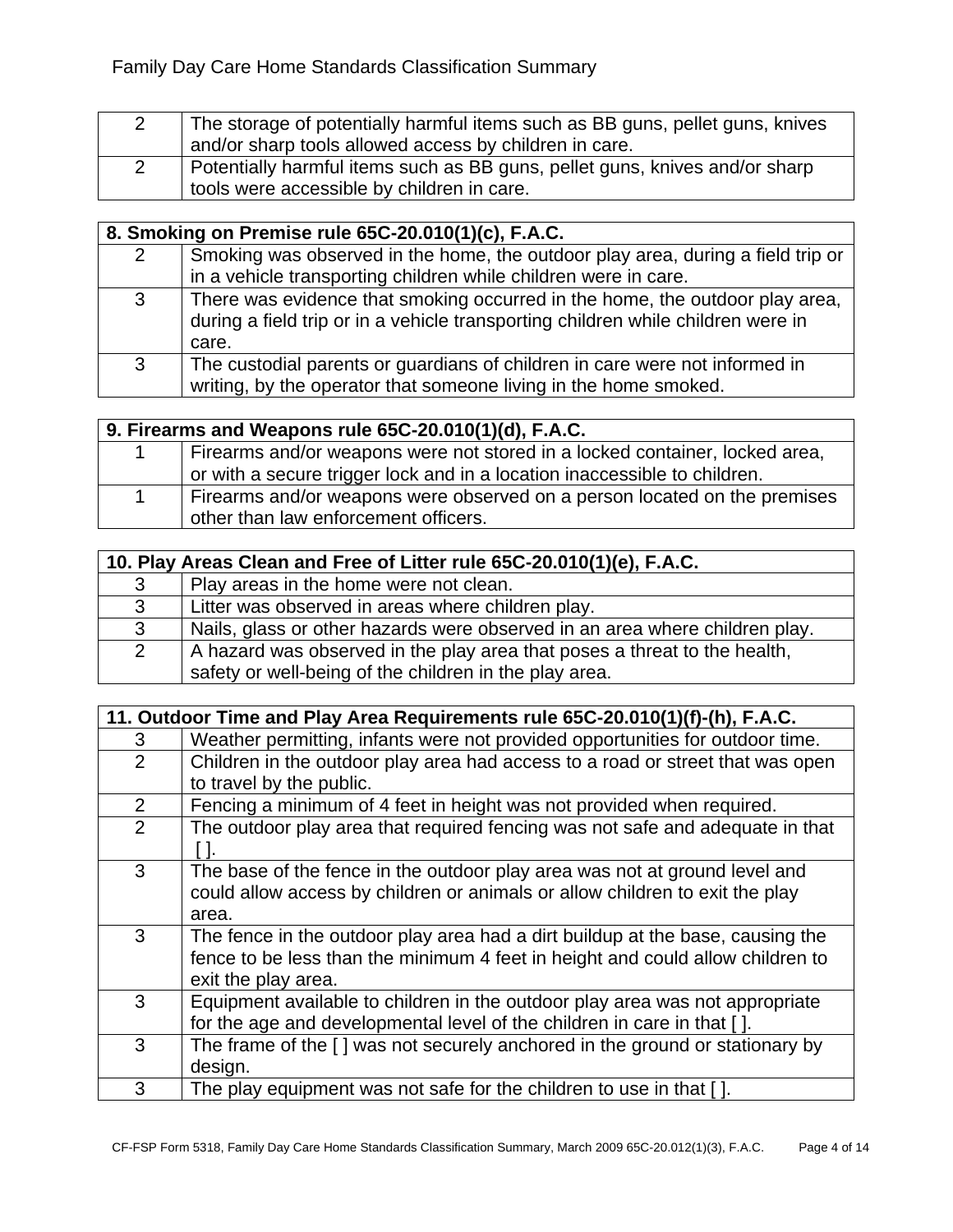| | |
|---|---|
| 2 | The storage of potentially harmful items such as BB guns, pellet guns, knives and/or sharp tools allowed access by children in care. |
| 2 | Potentially harmful items such as BB guns, pellet guns, knives and/or sharp tools were accessible by children in care. |

| **8. Smoking on Premise rule 65C-20.010(1)(c), F.A.C.** | |
|---|---|
| 2 | Smoking was observed in the home, the outdoor play area, during a field trip or in a vehicle transporting children while children were in care. |
| 3 | There was evidence that smoking occurred in the home, the outdoor play area, during a field trip or in a vehicle transporting children while children were in care. |
| 3 | The custodial parents or guardians of children in care were not informed in writing, by the operator that someone living in the home smoked. |

| **9. Firearms and Weapons rule 65C-20.010(1)(d), F.A.C.** | |
|---|---|
| 1 | Firearms and/or weapons were not stored in a locked container, locked area, or with a secure trigger lock and in a location inaccessible to children. |
| 1 | Firearms and/or weapons were observed on a person located on the premises other than law enforcement officers. |

| **10. Play Areas Clean and Free of Litter rule 65C-20.010(1)(e), F.A.C.** | |
|---|---|
| 3 | Play areas in the home were not clean. |
| 3 | Litter was observed in areas where children play. |
| 3 | Nails, glass or other hazards were observed in an area where children play. |
| 2 | A hazard was observed in the play area that poses a threat to the health, safety or well-being of the children in the play area. |

| **11. Outdoor Time and Play Area Requirements rule 65C-20.010(1)(f)-(h), F.A.C.** | |
|---|---|
| 3 | Weather permitting, infants were not provided opportunities for outdoor time. |
| 2 | Children in the outdoor play area had access to a road or street that was open to travel by the public. |
| 2 | Fencing a minimum of 4 feet in height was not provided when required. |
| 2 | The outdoor play area that required fencing was not safe and adequate in that [ ]. |
| 3 | The base of the fence in the outdoor play area was not at ground level and could allow access by children or animals or allow children to exit the play area. |
| 3 | The fence in the outdoor play area had a dirt buildup at the base, causing the fence to be less than the minimum 4 feet in height and could allow children to exit the play area. |
| 3 | Equipment available to children in the outdoor play area was not appropriate for the age and developmental level of the children in care in that [ ]. |
| 3 | The frame of the [ ] was not securely anchored in the ground or stationary by design. |
| 3 | The play equipment was not safe for the children to use in that [ ]. |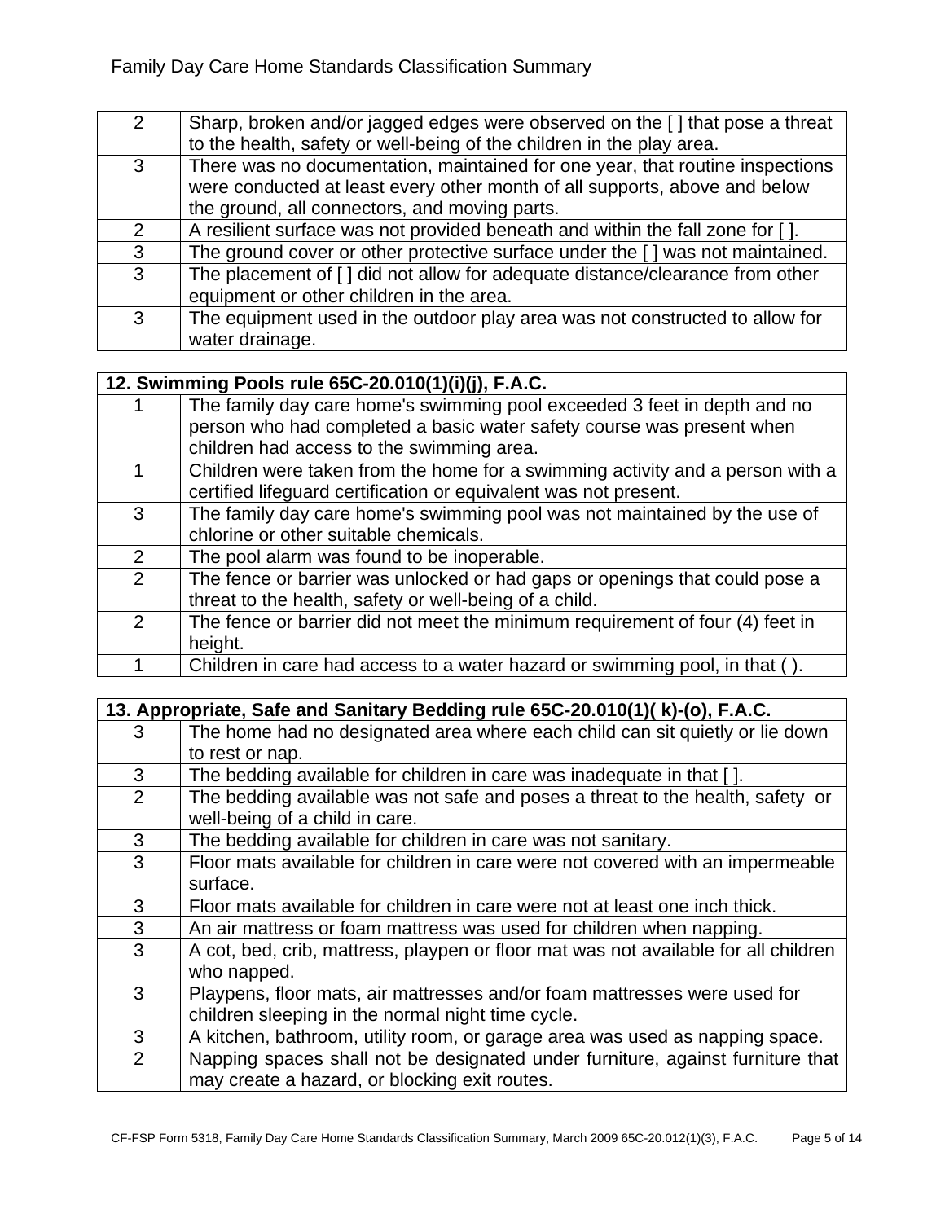| | |
|---|---|
| 2 | Sharp, broken and/or jagged edges were observed on the [ ] that pose a threat to the health, safety or well-being of the children in the play area. |
| 3 | There was no documentation, maintained for one year, that routine inspections were conducted at least every other month of all supports, above and below the ground, all connectors, and moving parts. |
| 2 | A resilient surface was not provided beneath and within the fall zone for [ ]. |
| 3 | The ground cover or other protective surface under the [ ] was not maintained. |
| 3 | The placement of [ ] did not allow for adequate distance/clearance from other equipment or other children in the area. |
| 3 | The equipment used in the outdoor play area was not constructed to allow for water drainage. |

| **12. Swimming Pools rule 65C-20.010(1)(i)(j), F.A.C.** | |
|---|---|
| 1 | The family day care home's swimming pool exceeded 3 feet in depth and no person who had completed a basic water safety course was present when children had access to the swimming area. |
| 1 | Children were taken from the home for a swimming activity and a person with a certified lifeguard certification or equivalent was not present. |
| 3 | The family day care home's swimming pool was not maintained by the use of chlorine or other suitable chemicals. |
| 2 | The pool alarm was found to be inoperable. |
| 2 | The fence or barrier was unlocked or had gaps or openings that could pose a threat to the health, safety or well-being of a child. |
| 2 | The fence or barrier did not meet the minimum requirement of four (4) feet in height. |
| 1 | Children in care had access to a water hazard or swimming pool, in that ( ). |

| **13. Appropriate, Safe and Sanitary Bedding rule 65C-20.010(1)( k)-(o), F.A.C.** | |
|---|---|
| 3 | The home had no designated area where each child can sit quietly or lie down to rest or nap. |
| 3 | The bedding available for children in care was inadequate in that [ ]. |
| 2 | The bedding available was not safe and poses a threat to the health, safety or well-being of a child in care. |
| 3 | The bedding available for children in care was not sanitary. |
| 3 | Floor mats available for children in care were not covered with an impermeable surface. |
| 3 | Floor mats available for children in care were not at least one inch thick. |
| 3 | An air mattress or foam mattress was used for children when napping. |
| 3 | A cot, bed, crib, mattress, playpen or floor mat was not available for all children who napped. |
| 3 | Playpens, floor mats, air mattresses and/or foam mattresses were used for children sleeping in the normal night time cycle. |
| 3 | A kitchen, bathroom, utility room, or garage area was used as napping space. |
| 2 | Napping spaces shall not be designated under furniture, against furniture that may create a hazard, or blocking exit routes. |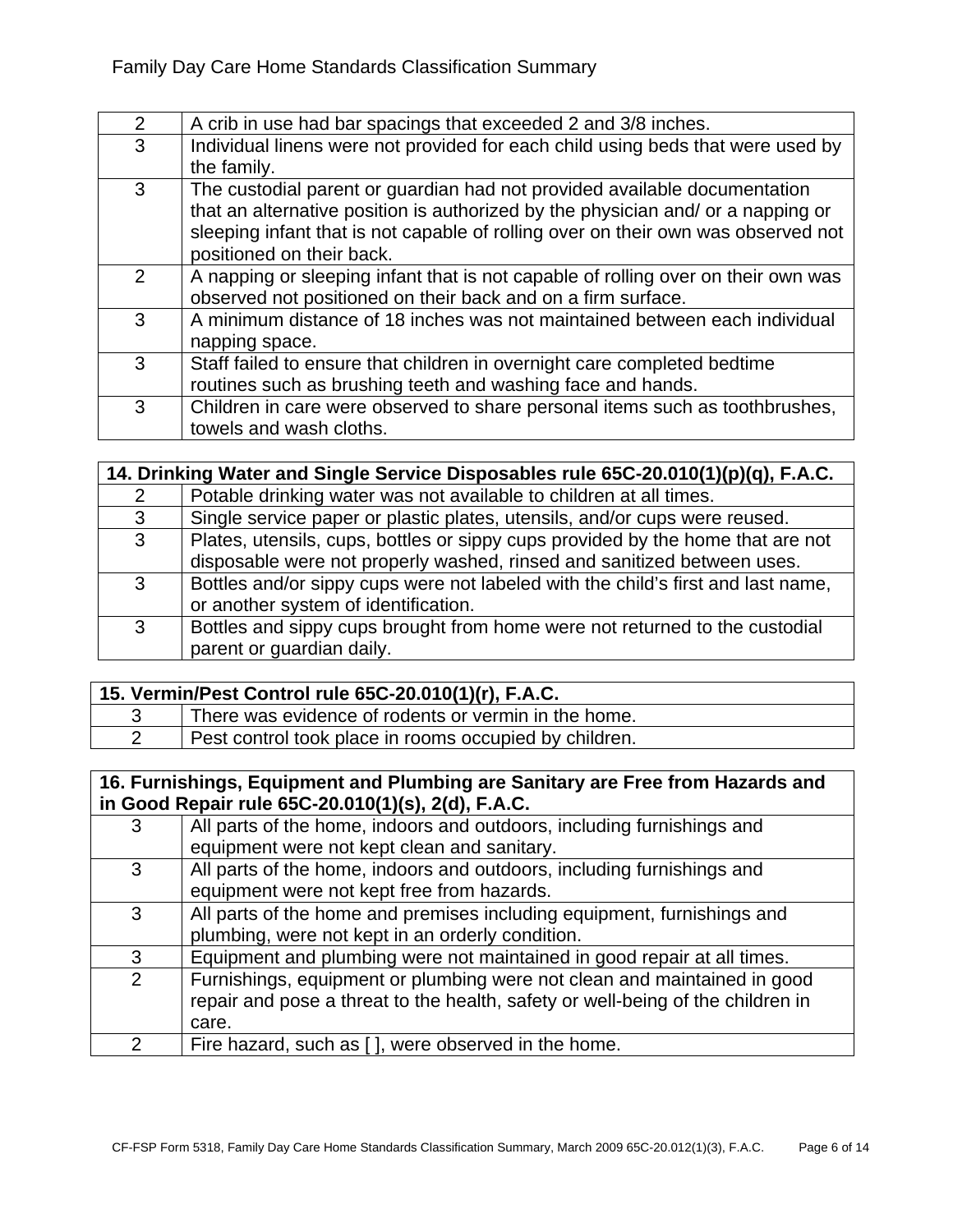| | |
|---|---|
| 2 | A crib in use had bar spacings that exceeded 2 and 3/8 inches. |
| 3 | Individual linens were not provided for each child using beds that were used by the family. |
| 3 | The custodial parent or guardian had not provided available documentation that an alternative position is authorized by the physician and/ or a napping or sleeping infant that is not capable of rolling over on their own was observed not positioned on their back. |
| 2 | A napping or sleeping infant that is not capable of rolling over on their own was observed not positioned on their back and on a firm surface. |
| 3 | A minimum distance of 18 inches was not maintained between each individual napping space. |
| 3 | Staff failed to ensure that children in overnight care completed bedtime routines such as brushing teeth and washing face and hands. |
| 3 | Children in care were observed to share personal items such as toothbrushes, towels and wash cloths. |

| **14. Drinking Water and Single Service Disposables rule 65C-20.010(1)(p)(q), F.A.C.** | |
|---|---|
| 2 | Potable drinking water was not available to children at all times. |
| 3 | Single service paper or plastic plates, utensils, and/or cups were reused. |
| 3 | Plates, utensils, cups, bottles or sippy cups provided by the home that are not disposable were not properly washed, rinsed and sanitized between uses. |
| 3 | Bottles and/or sippy cups were not labeled with the child's first and last name, or another system of identification. |
| 3 | Bottles and sippy cups brought from home were not returned to the custodial parent or guardian daily. |

| **15. Vermin/Pest Control rule 65C-20.010(1)(r), F.A.C.** | |
|---|---|
| 3 | There was evidence of rodents or vermin in the home. |
| 2 | Pest control took place in rooms occupied by children. |

| **16. Furnishings, Equipment and Plumbing are Sanitary are Free from Hazards and in Good Repair rule 65C-20.010(1)(s), 2(d), F.A.C.** | |
|---|---|
| 3 | All parts of the home, indoors and outdoors, including furnishings and equipment were not kept clean and sanitary. |
| 3 | All parts of the home, indoors and outdoors, including furnishings and equipment were not kept free from hazards. |
| 3 | All parts of the home and premises including equipment, furnishings and plumbing, were not kept in an orderly condition. |
| 3 | Equipment and plumbing were not maintained in good repair at all times. |
| 2 | Furnishings, equipment or plumbing were not clean and maintained in good repair and pose a threat to the health, safety or well-being of the children in care. |
| 2 | Fire hazard, such as [ ], were observed in the home. |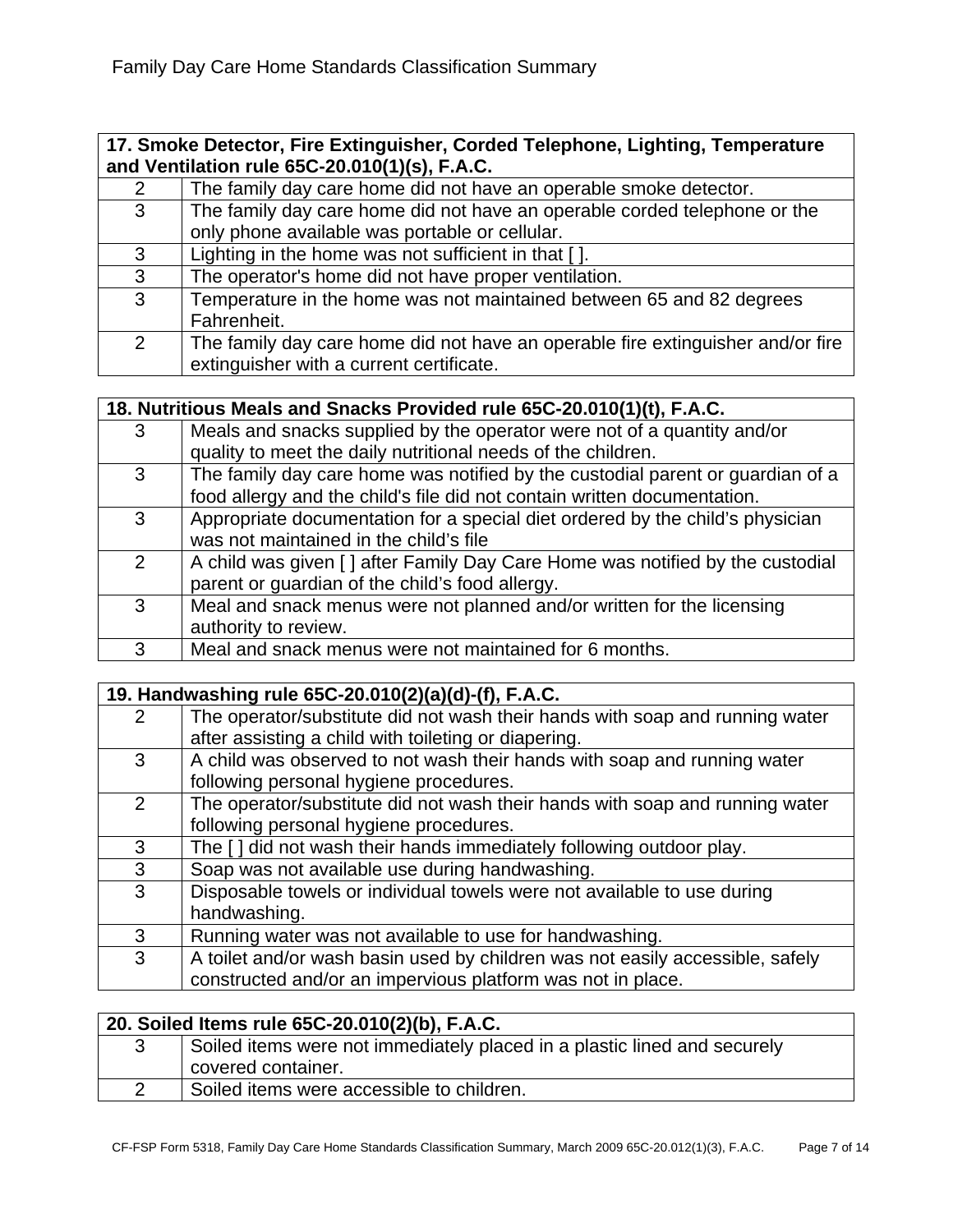| 17. Smoke Detector, Fire Extinguisher, Corded Telephone, Lighting, Temperature and Ventilation rule 65C-20.010(1)(s), F.A.C. | |
|---|---|
| 2 | The family day care home did not have an operable smoke detector. |
| 3 | The family day care home did not have an operable corded telephone or the only phone available was portable or cellular. |
| 3 | Lighting in the home was not sufficient in that [ ]. |
| 3 | The operator's home did not have proper ventilation. |
| 3 | Temperature in the home was not maintained between 65 and 82 degrees Fahrenheit. |
| 2 | The family day care home did not have an operable fire extinguisher and/or fire extinguisher with a current certificate. |

| 18. Nutritious Meals and Snacks Provided rule 65C-20.010(1)(t), F.A.C. | |
|---|---|
| 3 | Meals and snacks supplied by the operator were not of a quantity and/or quality to meet the daily nutritional needs of the children. |
| 3 | The family day care home was notified by the custodial parent or guardian of a food allergy and the child's file did not contain written documentation. |
| 3 | Appropriate documentation for a special diet ordered by the child's physician was not maintained in the child's file |
| 2 | A child was given [ ] after Family Day Care Home was notified by the custodial parent or guardian of the child's food allergy. |
| 3 | Meal and snack menus were not planned and/or written for the licensing authority to review. |
| 3 | Meal and snack menus were not maintained for 6 months. |

| 19. Handwashing rule 65C-20.010(2)(a)(d)-(f), F.A.C. | |
|---|---|
| 2 | The operator/substitute did not wash their hands with soap and running water after assisting a child with toileting or diapering. |
| 3 | A child was observed to not wash their hands with soap and running water following personal hygiene procedures. |
| 2 | The operator/substitute did not wash their hands with soap and running water following personal hygiene procedures. |
| 3 | The [ ] did not wash their hands immediately following outdoor play. |
| 3 | Soap was not available use during handwashing. |
| 3 | Disposable towels or individual towels were not available to use during handwashing. |
| 3 | Running water was not available to use for handwashing. |
| 3 | A toilet and/or wash basin used by children was not easily accessible, safely constructed and/or an impervious platform was not in place. |

| 20. Soiled Items rule 65C-20.010(2)(b), F.A.C. | |
|---|---|
| 3 | Soiled items were not immediately placed in a plastic lined and securely covered container. |
| 2 | Soiled items were accessible to children. |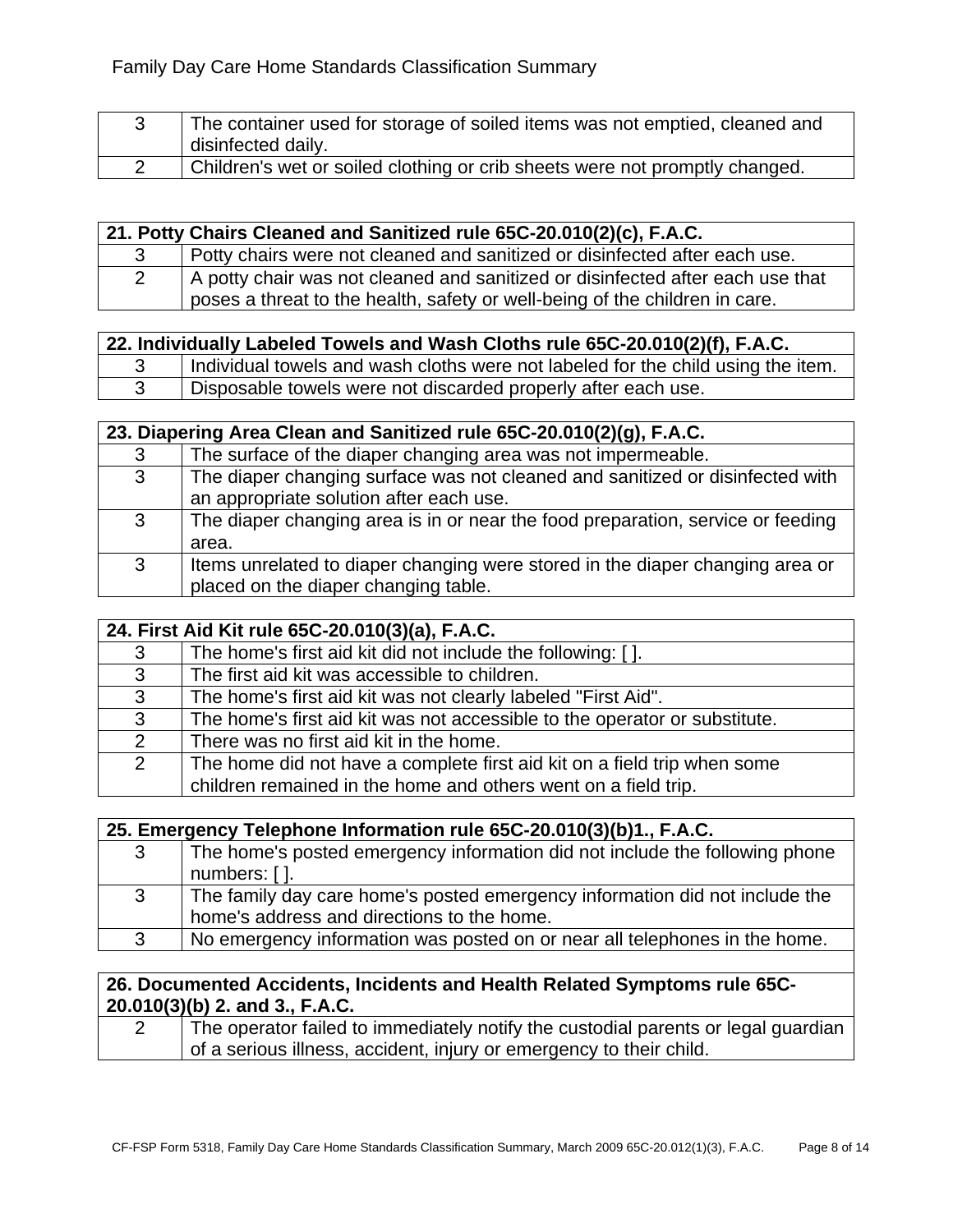| | |
|---|---|
| 3 | The container used for storage of soiled items was not emptied, cleaned and disinfected daily. |
| 2 | Children's wet or soiled clothing or crib sheets were not promptly changed. |

| **21. Potty Chairs Cleaned and Sanitized rule 65C-20.010(2)(c), F.A.C.** | |
|---|---|
| 3 | Potty chairs were not cleaned and sanitized or disinfected after each use. |
| 2 | A potty chair was not cleaned and sanitized or disinfected after each use that poses a threat to the health, safety or well-being of the children in care. |

| **22. Individually Labeled Towels and Wash Cloths rule 65C-20.010(2)(f), F.A.C.** | |
|---|---|
| 3 | Individual towels and wash cloths were not labeled for the child using the item. |
| 3 | Disposable towels were not discarded properly after each use. |

| **23. Diapering Area Clean and Sanitized rule 65C-20.010(2)(g), F.A.C.** | |
|---|---|
| 3 | The surface of the diaper changing area was not impermeable. |
| 3 | The diaper changing surface was not cleaned and sanitized or disinfected with an appropriate solution after each use. |
| 3 | The diaper changing area is in or near the food preparation, service or feeding area. |
| 3 | Items unrelated to diaper changing were stored in the diaper changing area or placed on the diaper changing table. |

| **24. First Aid Kit rule 65C-20.010(3)(a), F.A.C.** | |
|---|---|
| 3 | The home's first aid kit did not include the following: [ ]. |
| 3 | The first aid kit was accessible to children. |
| 3 | The home's first aid kit was not clearly labeled "First Aid". |
| 3 | The home's first aid kit was not accessible to the operator or substitute. |
| 2 | There was no first aid kit in the home. |
| 2 | The home did not have a complete first aid kit on a field trip when some children remained in the home and others went on a field trip. |

| **25. Emergency Telephone Information rule 65C-20.010(3)(b)1., F.A.C.** | |
|---|---|
| 3 | The home's posted emergency information did not include the following phone numbers: [ ]. |
| 3 | The family day care home's posted emergency information did not include the home's address and directions to the home. |
| 3 | No emergency information was posted on or near all telephones in the home. |

| **26. Documented Accidents, Incidents and Health Related Symptoms rule 65C-20.010(3)(b) 2. and 3., F.A.C.** | |
|---|---|
| 2 | The operator failed to immediately notify the custodial parents or legal guardian of a serious illness, accident, injury or emergency to their child. |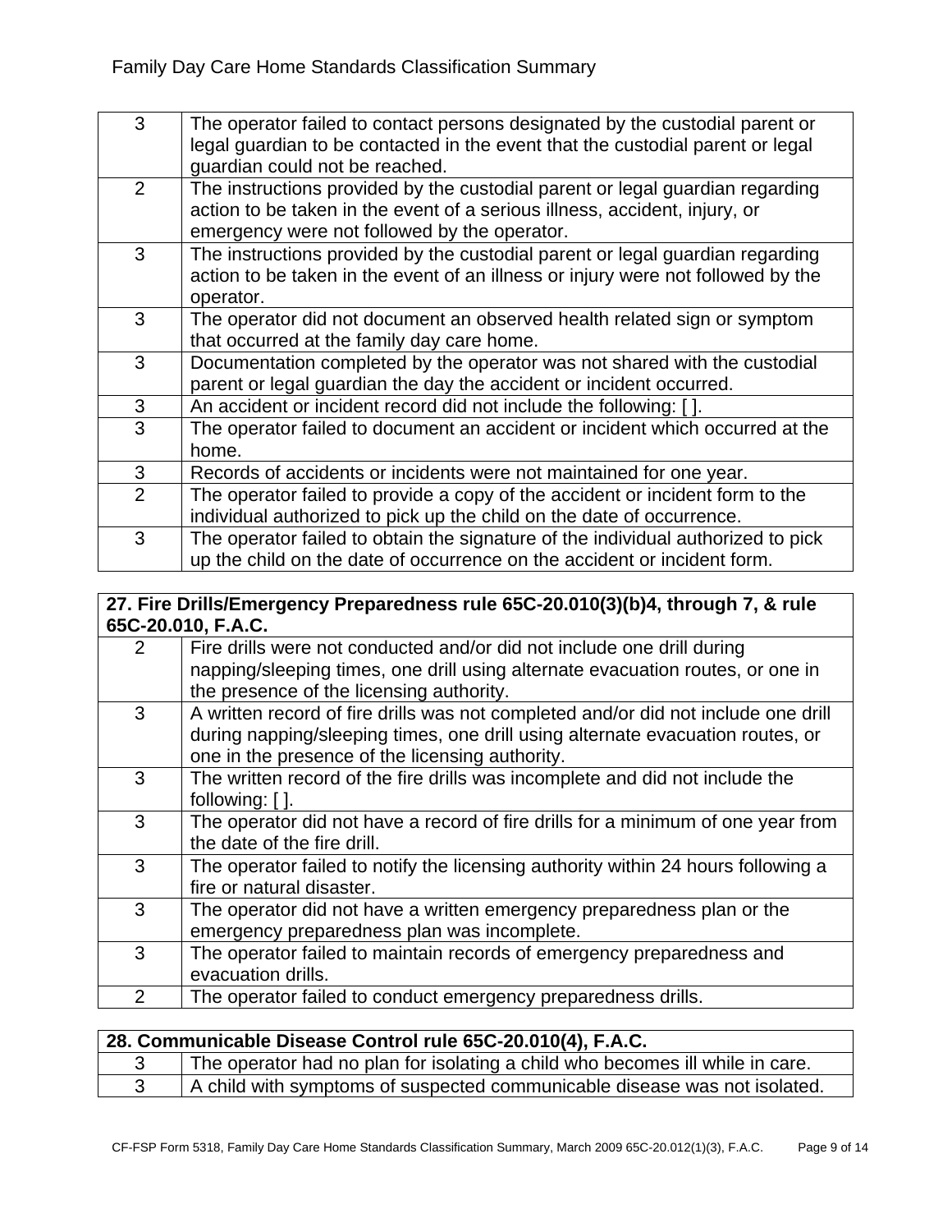| | |
|---|---|
| 3 | The operator failed to contact persons designated by the custodial parent or legal guardian to be contacted in the event that the custodial parent or legal guardian could not be reached. |
| 2 | The instructions provided by the custodial parent or legal guardian regarding action to be taken in the event of a serious illness, accident, injury, or emergency were not followed by the operator. |
| 3 | The instructions provided by the custodial parent or legal guardian regarding action to be taken in the event of an illness or injury were not followed by the operator. |
| 3 | The operator did not document an observed health related sign or symptom that occurred at the family day care home. |
| 3 | Documentation completed by the operator was not shared with the custodial parent or legal guardian the day the accident or incident occurred. |
| 3 | An accident or incident record did not include the following: [ ]. |
| 3 | The operator failed to document an accident or incident which occurred at the home. |
| 3 | Records of accidents or incidents were not maintained for one year. |
| 2 | The operator failed to provide a copy of the accident or incident form to the individual authorized to pick up the child on the date of occurrence. |
| 3 | The operator failed to obtain the signature of the individual authorized to pick up the child on the date of occurrence on the accident or incident form. |

| **27. Fire Drills/Emergency Preparedness rule 65C-20.010(3)(b)4, through 7, & rule 65C-20.010, F.A.C.** | |
|---|---|
| 2 | Fire drills were not conducted and/or did not include one drill during napping/sleeping times, one drill using alternate evacuation routes, or one in the presence of the licensing authority. |
| 3 | A written record of fire drills was not completed and/or did not include one drill during napping/sleeping times, one drill using alternate evacuation routes, or one in the presence of the licensing authority. |
| 3 | The written record of the fire drills was incomplete and did not include the following: [ ]. |
| 3 | The operator did not have a record of fire drills for a minimum of one year from the date of the fire drill. |
| 3 | The operator failed to notify the licensing authority within 24 hours following a fire or natural disaster. |
| 3 | The operator did not have a written emergency preparedness plan or the emergency preparedness plan was incomplete. |
| 3 | The operator failed to maintain records of emergency preparedness and evacuation drills. |
| 2 | The operator failed to conduct emergency preparedness drills. |

| **28. Communicable Disease Control rule 65C-20.010(4), F.A.C.** | |
|---|---|
| 3 | The operator had no plan for isolating a child who becomes ill while in care. |
| 3 | A child with symptoms of suspected communicable disease was not isolated. |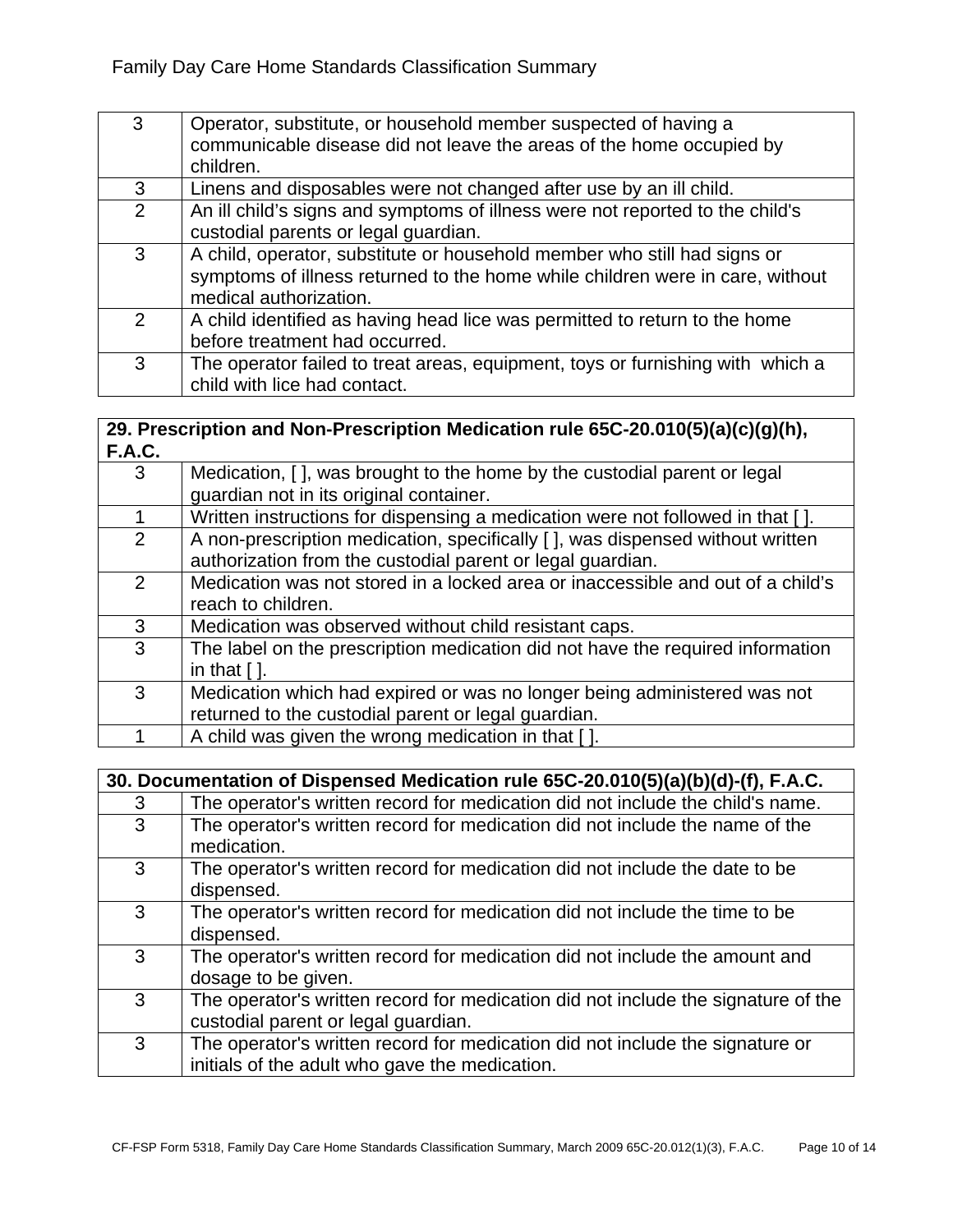| | |
|---|---|
| 3 | Operator, substitute, or household member suspected of having a communicable disease did not leave the areas of the home occupied by children. |
| 3 | Linens and disposables were not changed after use by an ill child. |
| 2 | An ill child's signs and symptoms of illness were not reported to the child's custodial parents or legal guardian. |
| 3 | A child, operator, substitute or household member who still had signs or symptoms of illness returned to the home while children were in care, without medical authorization. |
| 2 | A child identified as having head lice was permitted to return to the home before treatment had occurred. |
| 3 | The operator failed to treat areas, equipment, toys or furnishing with which a child with lice had contact. |

| **29. Prescription and Non-Prescription Medication rule 65C-20.010(5)(a)(c)(g)(h), F.A.C.** | |
|---|---|
| 3 | Medication, [ ], was brought to the home by the custodial parent or legal guardian not in its original container. |
| 1 | Written instructions for dispensing a medication were not followed in that [ ]. |
| 2 | A non-prescription medication, specifically [ ], was dispensed without written authorization from the custodial parent or legal guardian. |
| 2 | Medication was not stored in a locked area or inaccessible and out of a child's reach to children. |
| 3 | Medication was observed without child resistant caps. |
| 3 | The label on the prescription medication did not have the required information in that [ ]. |
| 3 | Medication which had expired or was no longer being administered was not returned to the custodial parent or legal guardian. |
| 1 | A child was given the wrong medication in that [ ]. |

| **30. Documentation of Dispensed Medication rule 65C-20.010(5)(a)(b)(d)-(f), F.A.C.** | |
|---|---|
| 3 | The operator's written record for medication did not include the child's name. |
| 3 | The operator's written record for medication did not include the name of the medication. |
| 3 | The operator's written record for medication did not include the date to be dispensed. |
| 3 | The operator's written record for medication did not include the time to be dispensed. |
| 3 | The operator's written record for medication did not include the amount and dosage to be given. |
| 3 | The operator's written record for medication did not include the signature of the custodial parent or legal guardian. |
| 3 | The operator's written record for medication did not include the signature or initials of the adult who gave the medication. |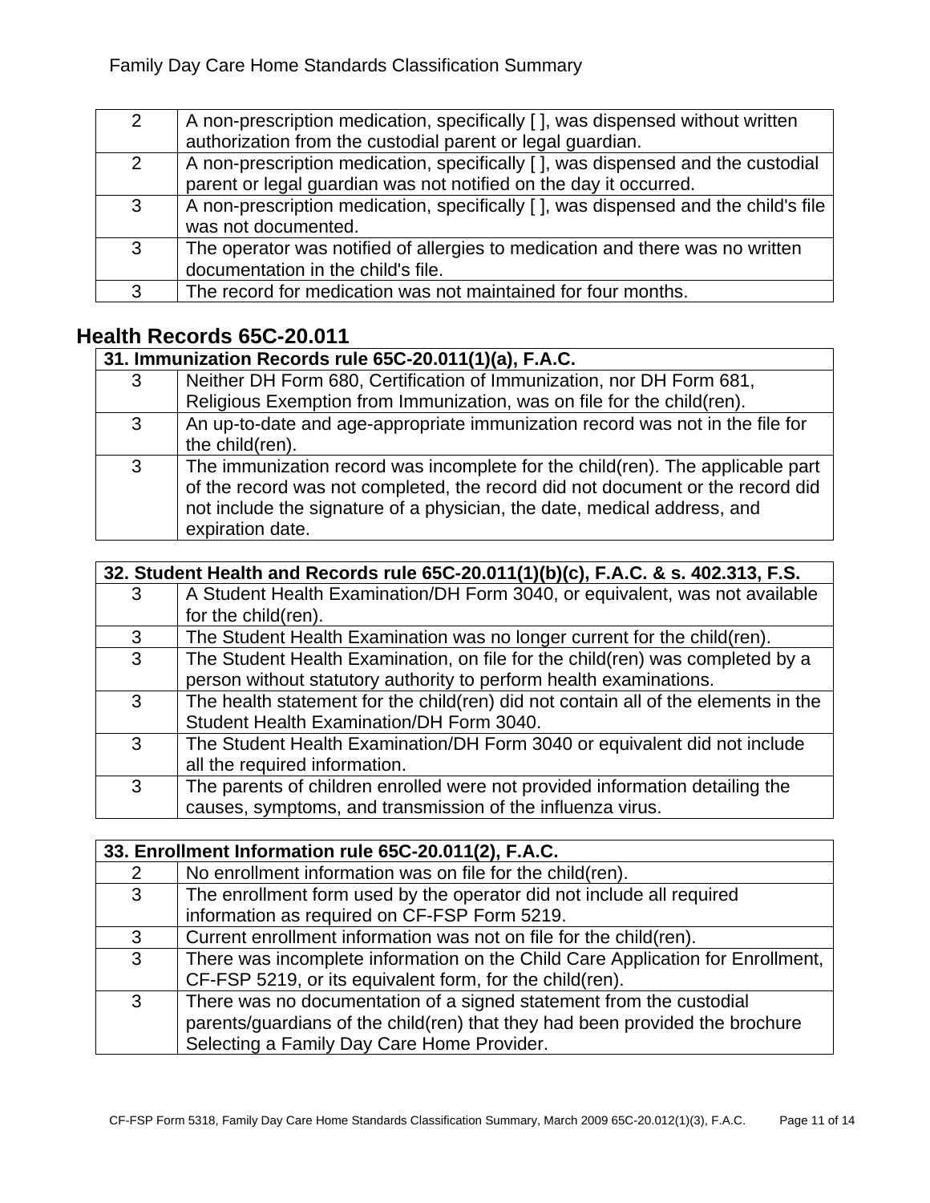| | |
|---|---|
| 2 | A non-prescription medication, specifically [ ], was dispensed without written authorization from the custodial parent or legal guardian. |
| 2 | A non-prescription medication, specifically [ ], was dispensed and the custodial parent or legal guardian was not notified on the day it occurred. |
| 3 | A non-prescription medication, specifically [ ], was dispensed and the child's file was not documented. |
| 3 | The operator was notified of allergies to medication and there was no written documentation in the child's file. |
| 3 | The record for medication was not maintained for four months. |

## Health Records 65C-20.011

| **31. Immunization Records rule 65C-20.011(1)(a), F.A.C.** | |
|---|---|
| 3 | Neither DH Form 680, Certification of Immunization, nor DH Form 681, Religious Exemption from Immunization, was on file for the child(ren). |
| 3 | An up-to-date and age-appropriate immunization record was not in the file for the child(ren). |
| 3 | The immunization record was incomplete for the child(ren). The applicable part of the record was not completed, the record did not document or the record did not include the signature of a physician, the date, medical address, and expiration date. |

| **32. Student Health and Records rule 65C-20.011(1)(b)(c), F.A.C. & s. 402.313, F.S.** | |
|---|---|
| 3 | A Student Health Examination/DH Form 3040, or equivalent, was not available for the child(ren). |
| 3 | The Student Health Examination was no longer current for the child(ren). |
| 3 | The Student Health Examination, on file for the child(ren) was completed by a person without statutory authority to perform health examinations. |
| 3 | The health statement for the child(ren) did not contain all of the elements in the Student Health Examination/DH Form 3040. |
| 3 | The Student Health Examination/DH Form 3040 or equivalent did not include all the required information. |
| 3 | The parents of children enrolled were not provided information detailing the causes, symptoms, and transmission of the influenza virus. |

| **33. Enrollment Information rule 65C-20.011(2), F.A.C.** | |
|---|---|
| 2 | No enrollment information was on file for the child(ren). |
| 3 | The enrollment form used by the operator did not include all required information as required on CF-FSP Form 5219. |
| 3 | Current enrollment information was not on file for the child(ren). |
| 3 | There was incomplete information on the Child Care Application for Enrollment, CF-FSP 5219, or its equivalent form, for the child(ren). |
| 3 | There was no documentation of a signed statement from the custodial parents/guardians of the child(ren) that they had been provided the brochure Selecting a Family Day Care Home Provider. |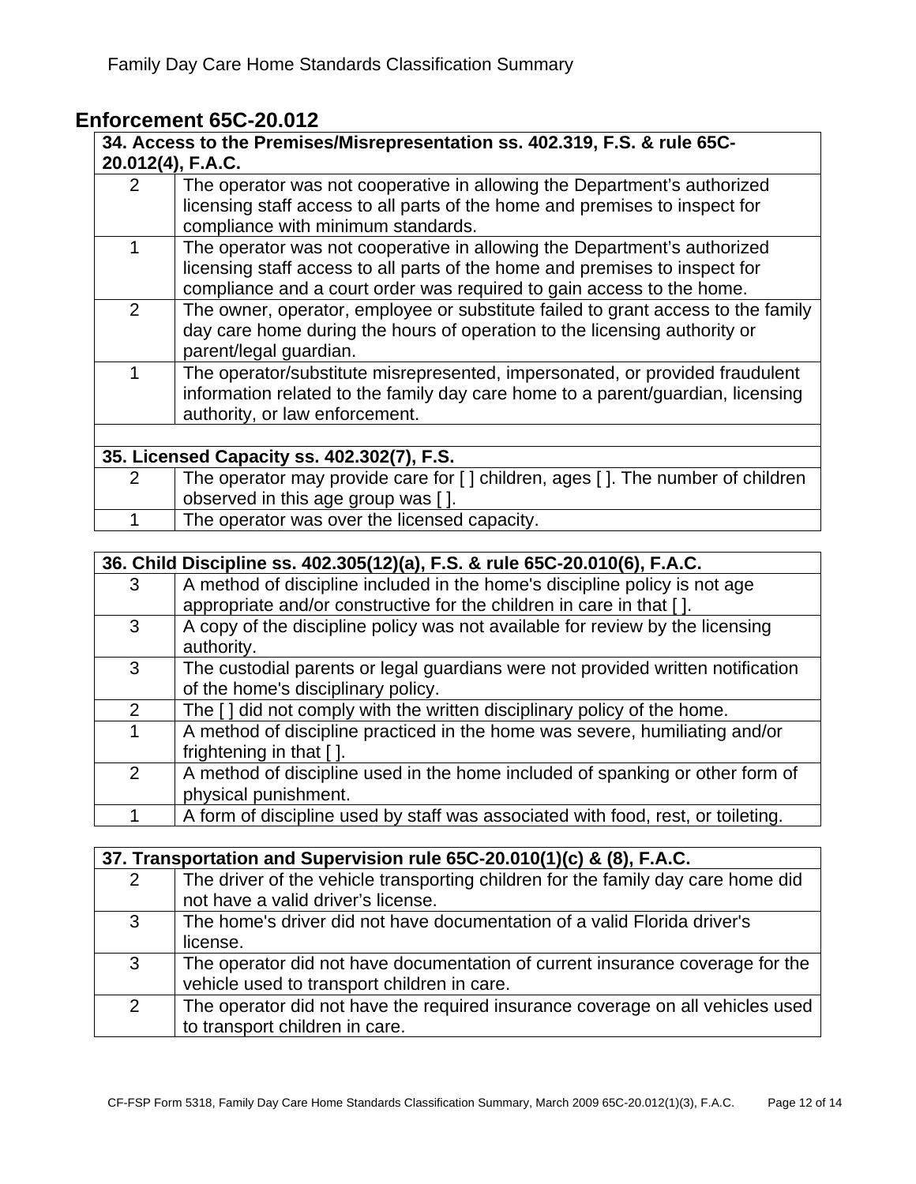## Enforcement 65C-20.012

| 34. Access to the Premises/Misrepresentation ss. 402.319, F.S. & rule 65C-20.012(4), F.A.C. | |
|---|---|
| 2 | The operator was not cooperative in allowing the Department's authorized licensing staff access to all parts of the home and premises to inspect for compliance with minimum standards. |
| 1 | The operator was not cooperative in allowing the Department's authorized licensing staff access to all parts of the home and premises to inspect for compliance and a court order was required to gain access to the home. |
| 2 | The owner, operator, employee or substitute failed to grant access to the family day care home during the hours of operation to the licensing authority or parent/legal guardian. |
| 1 | The operator/substitute misrepresented, impersonated, or provided fraudulent information related to the family day care home to a parent/guardian, licensing authority, or law enforcement. |

| 35. Licensed Capacity ss. 402.302(7), F.S. | |
|---|---|
| 2 | The operator may provide care for [ ] children, ages [ ]. The number of children observed in this age group was [ ]. |
| 1 | The operator was over the licensed capacity. |

| 36. Child Discipline ss. 402.305(12)(a), F.S. & rule 65C-20.010(6), F.A.C. | |
|---|---|
| 3 | A method of discipline included in the home's discipline policy is not age appropriate and/or constructive for the children in care in that [ ]. |
| 3 | A copy of the discipline policy was not available for review by the licensing authority. |
| 3 | The custodial parents or legal guardians were not provided written notification of the home's disciplinary policy. |
| 2 | The [ ] did not comply with the written disciplinary policy of the home. |
| 1 | A method of discipline practiced in the home was severe, humiliating and/or frightening in that [ ]. |
| 2 | A method of discipline used in the home included of spanking or other form of physical punishment. |
| 1 | A form of discipline used by staff was associated with food, rest, or toileting. |

| 37. Transportation and Supervision rule 65C-20.010(1)(c) & (8), F.A.C. | |
|---|---|
| 2 | The driver of the vehicle transporting children for the family day care home did not have a valid driver's license. |
| 3 | The home's driver did not have documentation of a valid Florida driver's license. |
| 3 | The operator did not have documentation of current insurance coverage for the vehicle used to transport children in care. |
| 2 | The operator did not have the required insurance coverage on all vehicles used to transport children in care. |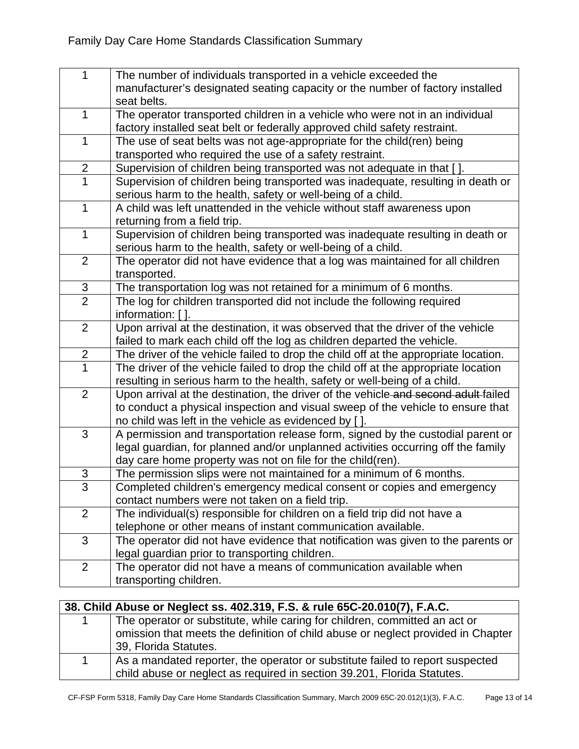| | |
|---|---|
| 1 | The number of individuals transported in a vehicle exceeded the manufacturer's designated seating capacity or the number of factory installed seat belts. |
| 1 | The operator transported children in a vehicle who were not in an individual factory installed seat belt or federally approved child safety restraint. |
| 1 | The use of seat belts was not age-appropriate for the child(ren) being transported who required the use of a safety restraint. |
| 2 | Supervision of children being transported was not adequate in that [ ]. |
| 1 | Supervision of children being transported was inadequate, resulting in death or serious harm to the health, safety or well-being of a child. |
| 1 | A child was left unattended in the vehicle without staff awareness upon returning from a field trip. |
| 1 | Supervision of children being transported was inadequate resulting in death or serious harm to the health, safety or well-being of a child. |
| 2 | The operator did not have evidence that a log was maintained for all children transported. |
| 3 | The transportation log was not retained for a minimum of 6 months. |
| 2 | The log for children transported did not include the following required information: [ ]. |
| 2 | Upon arrival at the destination, it was observed that the driver of the vehicle failed to mark each child off the log as children departed the vehicle. |
| 2 | The driver of the vehicle failed to drop the child off at the appropriate location. |
| 1 | The driver of the vehicle failed to drop the child off at the appropriate location resulting in serious harm to the health, safety or well-being of a child. |
| 2 | Upon arrival at the destination, the driver of the vehicle ~~and second adult~~ failed to conduct a physical inspection and visual sweep of the vehicle to ensure that no child was left in the vehicle as evidenced by [ ]. |
| 3 | A permission and transportation release form, signed by the custodial parent or legal guardian, for planned and/or unplanned activities occurring off the family day care home property was not on file for the child(ren). |
| 3 | The permission slips were not maintained for a minimum of 6 months. |
| 3 | Completed children's emergency medical consent or copies and emergency contact numbers were not taken on a field trip. |
| 2 | The individual(s) responsible for children on a field trip did not have a telephone or other means of instant communication available. |
| 3 | The operator did not have evidence that notification was given to the parents or legal guardian prior to transporting children. |
| 2 | The operator did not have a means of communication available when transporting children. |

| **38. Child Abuse or Neglect ss. 402.319, F.S. & rule 65C-20.010(7), F.A.C.** | |
|---|---|
| 1 | The operator or substitute, while caring for children, committed an act or omission that meets the definition of child abuse or neglect provided in Chapter 39, Florida Statutes. |
| 1 | As a mandated reporter, the operator or substitute failed to report suspected child abuse or neglect as required in section 39.201, Florida Statutes. |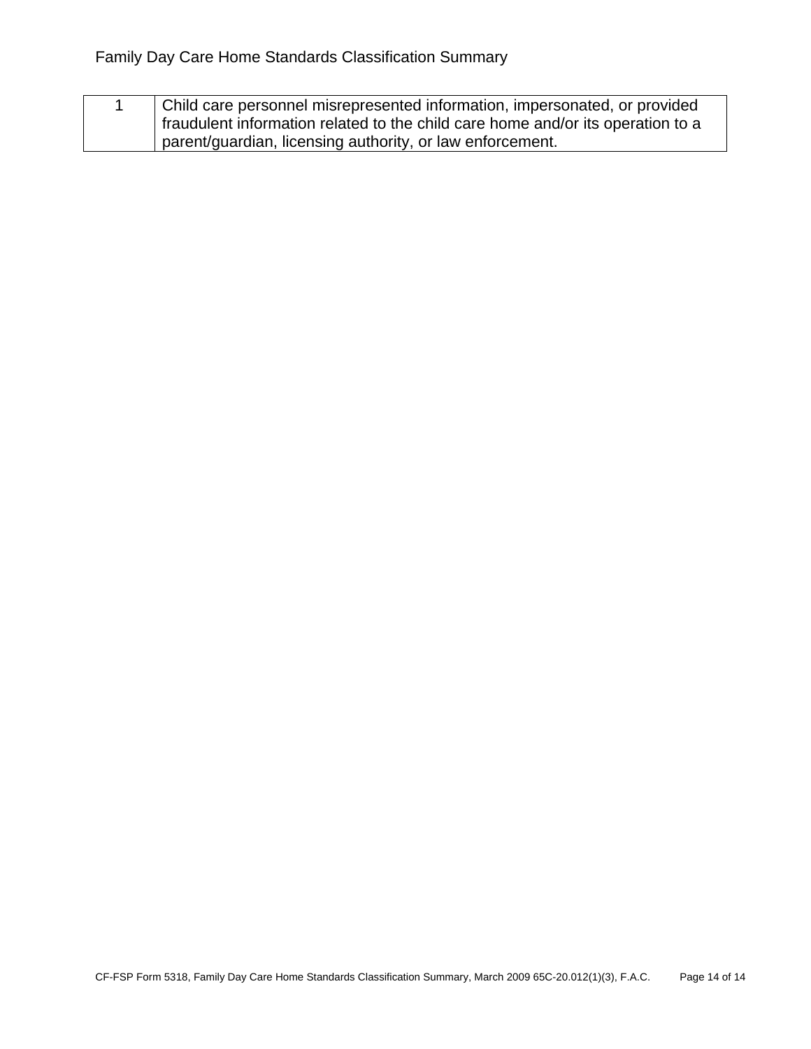| | |
|---|---|
| 1 | Child care personnel misrepresented information, impersonated, or provided fraudulent information related to the child care home and/or its operation to a parent/guardian, licensing authority, or law enforcement. |